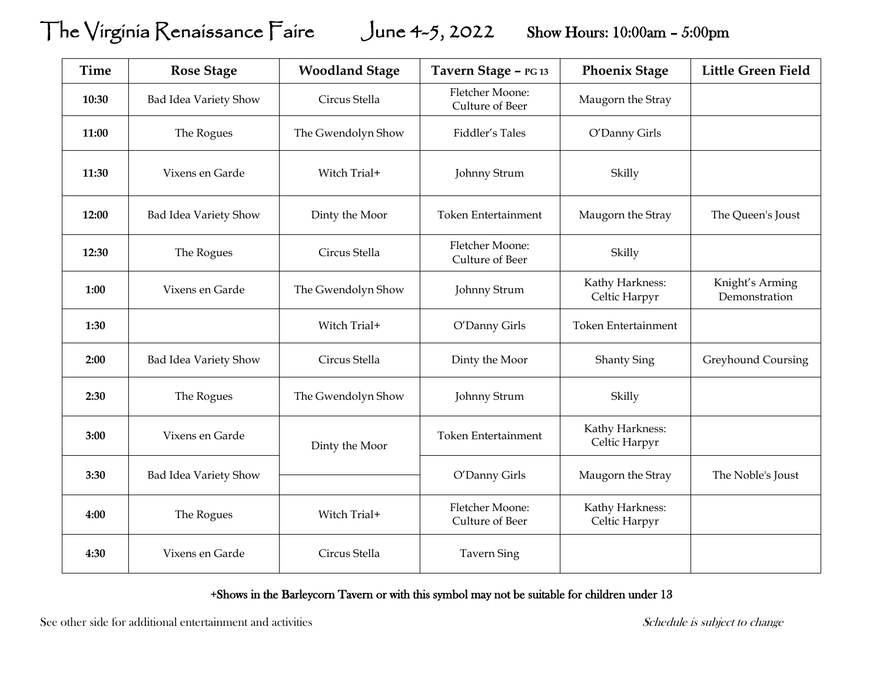# The Virginia Renaissance Faire June 4-5, 2022 Show Hours: 10:00am - 5:00pm

| Time | Rose Stage | Woodland Stage | Tavern Stage – PG 13 | Phoenix Stage | Little Green Field |
|---|---|---|---|---|---|
| 10:30 | Bad Idea Variety Show | Circus Stella | Fletcher Moone: Culture of Beer | Maugorn the Stray | |
| 11:00 | The Rogues | The Gwendolyn Show | Fiddler's Tales | O'Danny Girls | |
| 11:30 | Vixens en Garde | Witch Trial+ | Johnny Strum | Skilly | |
| 12:00 | Bad Idea Variety Show | Dinty the Moor | Token Entertainment | Maugorn the Stray | The Queen's Joust |
| 12:30 | The Rogues | Circus Stella | Fletcher Moone: Culture of Beer | Skilly | |
| 1:00 | Vixens en Garde | The Gwendolyn Show | Johnny Strum | Kathy Harkness: Celtic Harpyr | Knight's Arming Demonstration |
| 1:30 | | Witch Trial+ | O'Danny Girls | Token Entertainment | |
| 2:00 | Bad Idea Variety Show | Circus Stella | Dinty the Moor | Shanty Sing | Greyhound Coursing |
| 2:30 | The Rogues | The Gwendolyn Show | Johnny Strum | Skilly | |
| 3:00 | Vixens en Garde | Dinty the Moor | Token Entertainment | Kathy Harkness: Celtic Harpyr | |
| 3:30 | Bad Idea Variety Show | | O'Danny Girls | Maugorn the Stray | The Noble's Joust |
| 4:00 | The Rogues | Witch Trial+ | Fletcher Moone: Culture of Beer | Kathy Harkness: Celtic Harpyr | |
| 4:30 | Vixens en Garde | Circus Stella | Tavern Sing | | |

+Shows in the Barleycorn Tavern or with this symbol may not be suitable for children under 13

See other side for additional entertainment and activities

*Schedule is subject to change*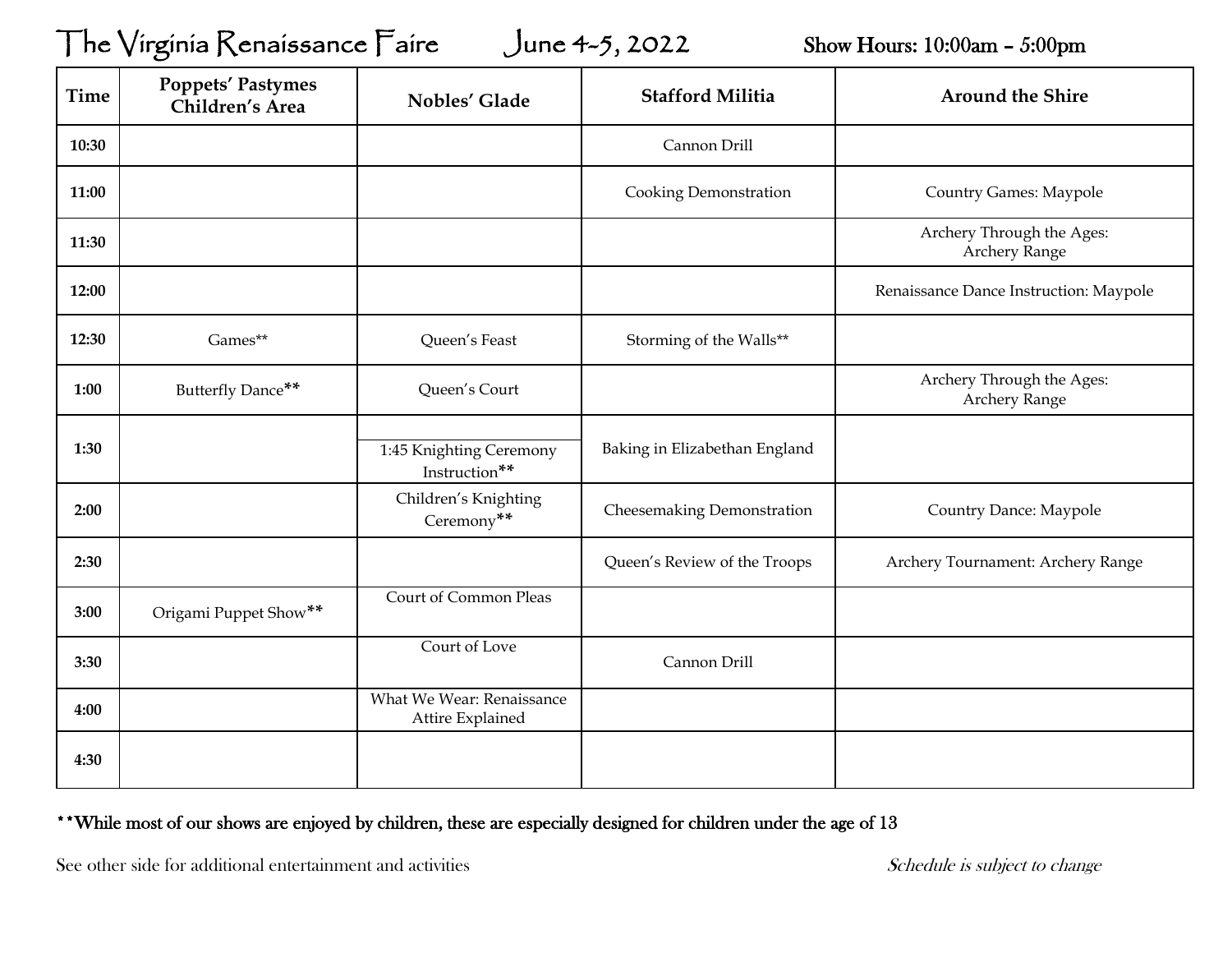The Virginia Renaissance Faire June 4-5, 2022 Show Hours: 10:00am – 5:00pm

| Time | Poppets' Pastymes Children's Area | Nobles' Glade | Stafford Militia | Around the Shire |
|---|---|---|---|---|
| 10:30 | | | Cannon Drill | |
| 11:00 | | | Cooking Demonstration | Country Games: Maypole |
| 11:30 | | | | Archery Through the Ages: Archery Range |
| 12:00 | | | | Renaissance Dance Instruction: Maypole |
| 12:30 | Games** | Queen's Feast | Storming of the Walls** | |
| 1:00 | Butterfly Dance** | Queen's Court | | Archery Through the Ages: Archery Range |
| 1:30 | | 1:45 Knighting Ceremony Instruction** | Baking in Elizabethan England | |
| 2:00 | | Children's Knighting Ceremony** | Cheesemaking Demonstration | Country Dance: Maypole |
| 2:30 | | | Queen's Review of the Troops | Archery Tournament: Archery Range |
| 3:00 | Origami Puppet Show** | Court of Common Pleas | | |
| 3:30 | | Court of Love | Cannon Drill | |
| 4:00 | | What We Wear: Renaissance Attire Explained | | |
| 4:30 | | | | |

**While most of our shows are enjoyed by children, these are especially designed for children under the age of 13

See other side for additional entertainment and activities

*Schedule is subject to change*